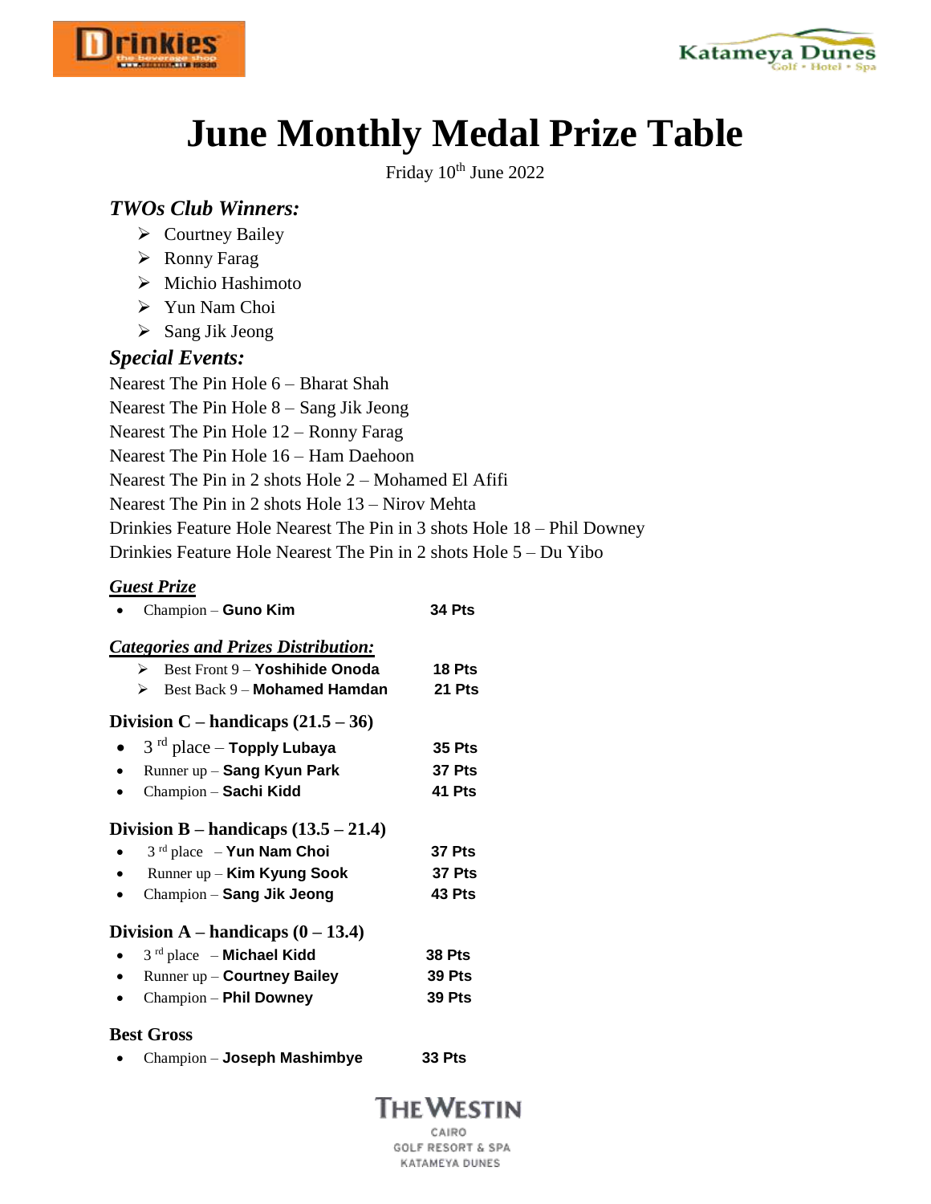# June Monthly Medal Prize Table

Friday 10th June 2022

### *TWOs Club Winners:*

- Courtney Bailey
- Ronny Farag
- Michio Hashimoto
- Yun Nam Choi
- Sang Jik Jeong

### *Special Events:*

Nearest The Pin Hole 6 – Bharat Shah
Nearest The Pin Hole 8 – Sang Jik Jeong
Nearest The Pin Hole 12 – Ronny Farag
Nearest The Pin Hole 16 – Ham Daehoon
Nearest The Pin in 2 shots Hole 2 – Mohamed El Afifi
Nearest The Pin in 2 shots Hole 13 – Nirov Mehta
Drinkies Feature Hole Nearest The Pin in 3 shots Hole 18 – Phil Downey
Drinkies Feature Hole Nearest The Pin in 2 shots Hole 5 – Du Yibo

### ***Guest Prize***

- Champion – **Guno Kim** **34 Pts**

### ***Categories and Prizes Distribution:***

- Best Front 9 – **Yoshihide Onoda** **18 Pts**
- Best Back 9 – **Mohamed Hamdan** **21 Pts**

### Division C – handicaps (21.5 – 36)

- 3rd place – **Topply Lubaya** **35 Pts**
- Runner up – **Sang Kyun Park** **37 Pts**
- Champion – **Sachi Kidd** **41 Pts**

### Division B – handicaps (13.5 – 21.4)

- 3rd place – **Yun Nam Choi** **37 Pts**
- Runner up – **Kim Kyung Sook** **37 Pts**
- Champion – **Sang Jik Jeong** **43 Pts**

### Division A – handicaps (0 – 13.4)

- 3rd place – **Michael Kidd** **38 Pts**
- Runner up – **Courtney Bailey** **39 Pts**
- Champion – **Phil Downey** **39 Pts**

### Best Gross

- Champion – **Joseph Mashimbye** **33 Pts**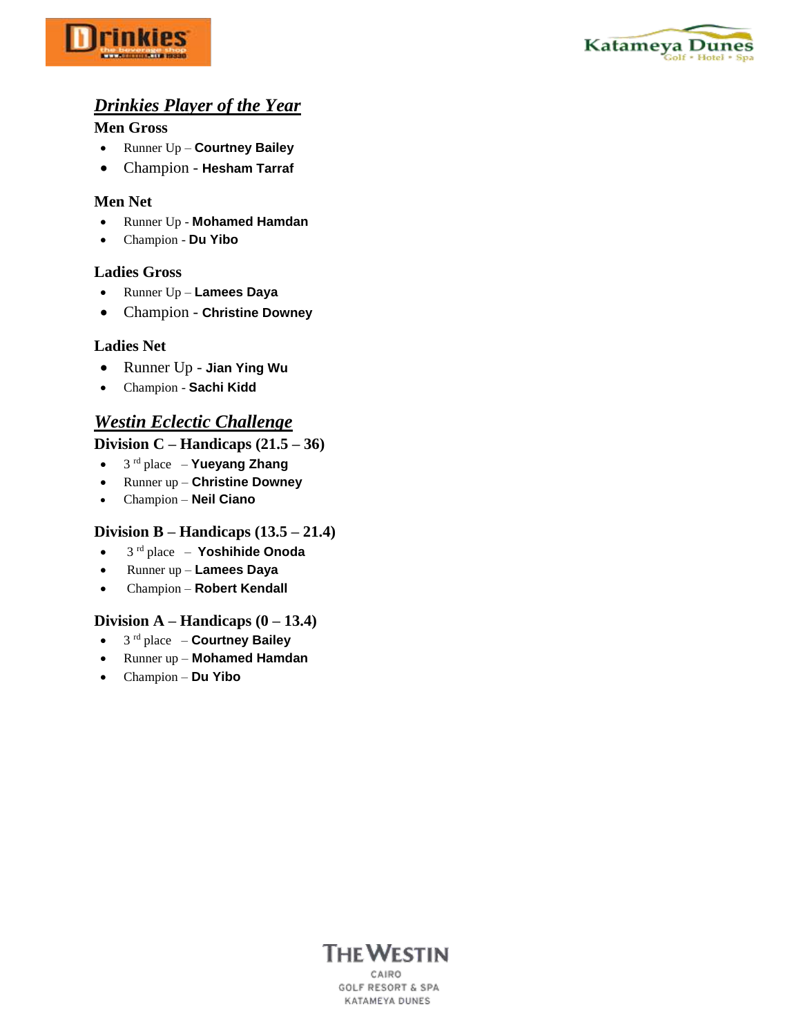## ***Drinkies Player of the Year***

### Men Gross

- Runner Up – **Courtney Bailey**
- Champion - **Hesham Tarraf**

### Men Net

- Runner Up - **Mohamed Hamdan**
- Champion - **Du Yibo**

### Ladies Gross

- Runner Up – **Lamees Daya**
- Champion - **Christine Downey**

### Ladies Net

- Runner Up - **Jian Ying Wu**
- Champion - **Sachi Kidd**

## ***Westin Eclectic Challenge***

### Division C – Handicaps (21.5 – 36)

- 3 rd place – **Yueyang Zhang**
- Runner up – **Christine Downey**
- Champion – **Neil Ciano**

### Division B – Handicaps (13.5 – 21.4)

- 3 rd place – **Yoshihide Onoda**
- Runner up – **Lamees Daya**
- Champion – **Robert Kendall**

### Division A – Handicaps (0 – 13.4)

- 3 rd place – **Courtney Bailey**
- Runner up – **Mohamed Hamdan**
- Champion – **Du Yibo**